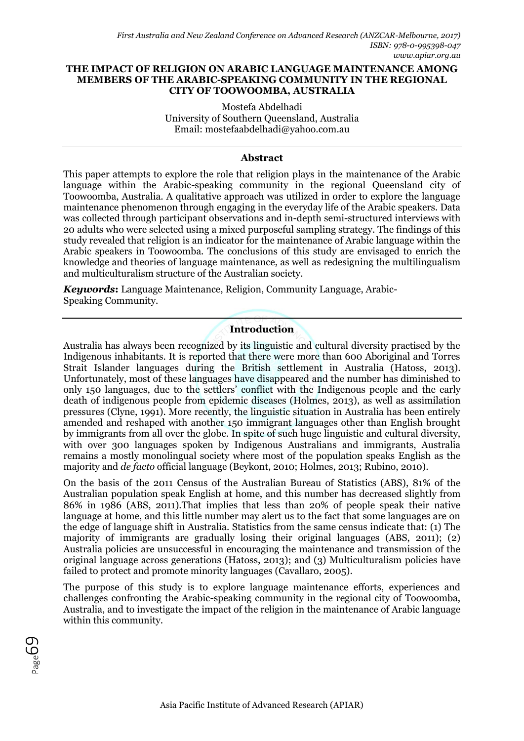# THE IMPACT OF RELIGION ON ARABIC LANGUAGE MAINTENANCE AMONG MEMBERS OF THE ARABIC-SPEAKING COMMUNITY IN THE REGIONAL CITY OF TOOWOOMBA, AUSTRALIA

Mostefa Abdelhadi
University of Southern Queensland, Australia
Email: mostefaabdelhadi@yahoo.com.au

## Abstract

This paper attempts to explore the role that religion plays in the maintenance of the Arabic language within the Arabic-speaking community in the regional Queensland city of Toowoomba, Australia. A qualitative approach was utilized in order to explore the language maintenance phenomenon through engaging in the everyday life of the Arabic speakers. Data was collected through participant observations and in-depth semi-structured interviews with 20 adults who were selected using a mixed purposeful sampling strategy. The findings of this study revealed that religion is an indicator for the maintenance of Arabic language within the Arabic speakers in Toowoomba. The conclusions of this study are envisaged to enrich the knowledge and theories of language maintenance, as well as redesigning the multilingualism and multiculturalism structure of the Australian society.

***Keywords*:** Language Maintenance, Religion, Community Language, Arabic-Speaking Community.

## Introduction

Australia has always been recognized by its linguistic and cultural diversity practised by the Indigenous inhabitants. It is reported that there were more than 600 Aboriginal and Torres Strait Islander languages during the British settlement in Australia (Hatoss, 2013). Unfortunately, most of these languages have disappeared and the number has diminished to only 150 languages, due to the settlers' conflict with the Indigenous people and the early death of indigenous people from epidemic diseases (Holmes, 2013), as well as assimilation pressures (Clyne, 1991). More recently, the linguistic situation in Australia has been entirely amended and reshaped with another 150 immigrant languages other than English brought by immigrants from all over the globe. In spite of such huge linguistic and cultural diversity, with over 300 languages spoken by Indigenous Australians and immigrants, Australia remains a mostly monolingual society where most of the population speaks English as the majority and *de facto* official language (Beykont, 2010; Holmes, 2013; Rubino, 2010).

On the basis of the 2011 Census of the Australian Bureau of Statistics (ABS), 81% of the Australian population speak English at home, and this number has decreased slightly from 86% in 1986 (ABS, 2011).That implies that less than 20% of people speak their native language at home, and this little number may alert us to the fact that some languages are on the edge of language shift in Australia. Statistics from the same census indicate that: (1) The majority of immigrants are gradually losing their original languages (ABS, 2011); (2) Australia policies are unsuccessful in encouraging the maintenance and transmission of the original language across generations (Hatoss, 2013); and (3) Multiculturalism policies have failed to protect and promote minority languages (Cavallaro, 2005).

The purpose of this study is to explore language maintenance efforts, experiences and challenges confronting the Arabic-speaking community in the regional city of Toowoomba, Australia, and to investigate the impact of the religion in the maintenance of Arabic language within this community.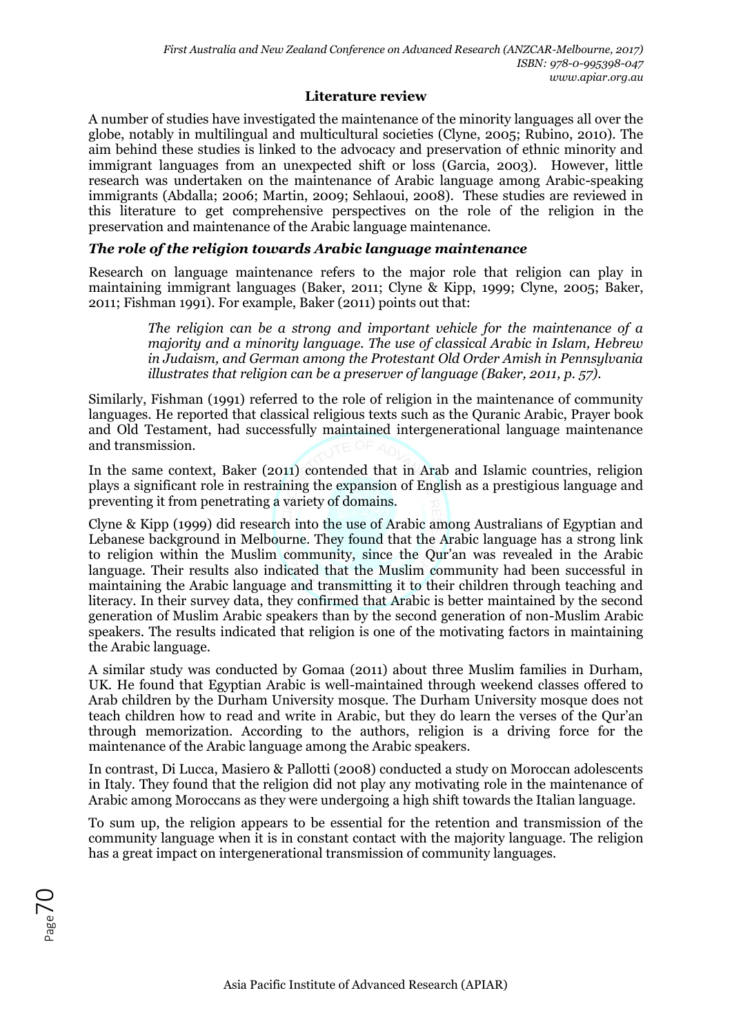## Literature review

A number of studies have investigated the maintenance of the minority languages all over the globe, notably in multilingual and multicultural societies (Clyne, 2005; Rubino, 2010). The aim behind these studies is linked to the advocacy and preservation of ethnic minority and immigrant languages from an unexpected shift or loss (Garcia, 2003). However, little research was undertaken on the maintenance of Arabic language among Arabic-speaking immigrants (Abdalla; 2006; Martin, 2009; Sehlaoui, 2008). These studies are reviewed in this literature to get comprehensive perspectives on the role of the religion in the preservation and maintenance of the Arabic language maintenance.

### *The role of the religion towards Arabic language maintenance*

Research on language maintenance refers to the major role that religion can play in maintaining immigrant languages (Baker, 2011; Clyne & Kipp, 1999; Clyne, 2005; Baker, 2011; Fishman 1991). For example, Baker (2011) points out that:

> *The religion can be a strong and important vehicle for the maintenance of a majority and a minority language. The use of classical Arabic in Islam, Hebrew in Judaism, and German among the Protestant Old Order Amish in Pennsylvania illustrates that religion can be a preserver of language (Baker, 2011, p. 57).*

Similarly, Fishman (1991) referred to the role of religion in the maintenance of community languages. He reported that classical religious texts such as the Quranic Arabic, Prayer book and Old Testament, had successfully maintained intergenerational language maintenance and transmission.

In the same context, Baker (2011) contended that in Arab and Islamic countries, religion plays a significant role in restraining the expansion of English as a prestigious language and preventing it from penetrating a variety of domains.

Clyne & Kipp (1999) did research into the use of Arabic among Australians of Egyptian and Lebanese background in Melbourne. They found that the Arabic language has a strong link to religion within the Muslim community, since the Qur'an was revealed in the Arabic language. Their results also indicated that the Muslim community had been successful in maintaining the Arabic language and transmitting it to their children through teaching and literacy. In their survey data, they confirmed that Arabic is better maintained by the second generation of Muslim Arabic speakers than by the second generation of non-Muslim Arabic speakers. The results indicated that religion is one of the motivating factors in maintaining the Arabic language.

A similar study was conducted by Gomaa (2011) about three Muslim families in Durham, UK. He found that Egyptian Arabic is well-maintained through weekend classes offered to Arab children by the Durham University mosque. The Durham University mosque does not teach children how to read and write in Arabic, but they do learn the verses of the Qur'an through memorization. According to the authors, religion is a driving force for the maintenance of the Arabic language among the Arabic speakers.

In contrast, Di Lucca, Masiero & Pallotti (2008) conducted a study on Moroccan adolescents in Italy. They found that the religion did not play any motivating role in the maintenance of Arabic among Moroccans as they were undergoing a high shift towards the Italian language.

To sum up, the religion appears to be essential for the retention and transmission of the community language when it is in constant contact with the majority language. The religion has a great impact on intergenerational transmission of community languages.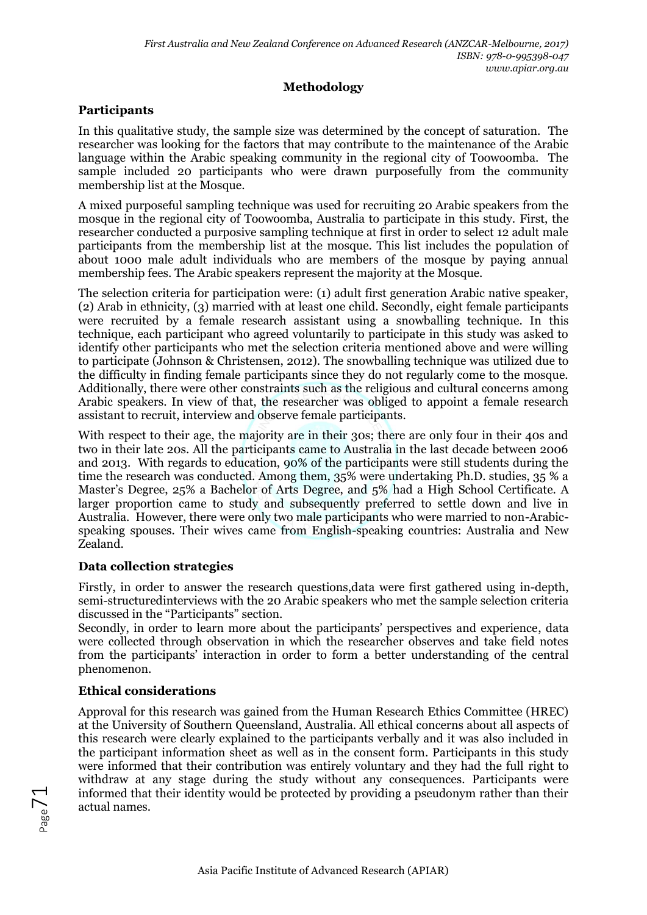## Methodology

### Participants

In this qualitative study, the sample size was determined by the concept of saturation. The researcher was looking for the factors that may contribute to the maintenance of the Arabic language within the Arabic speaking community in the regional city of Toowoomba. The sample included 20 participants who were drawn purposefully from the community membership list at the Mosque.

A mixed purposeful sampling technique was used for recruiting 20 Arabic speakers from the mosque in the regional city of Toowoomba, Australia to participate in this study. First, the researcher conducted a purposive sampling technique at first in order to select 12 adult male participants from the membership list at the mosque. This list includes the population of about 1000 male adult individuals who are members of the mosque by paying annual membership fees. The Arabic speakers represent the majority at the Mosque.

The selection criteria for participation were: (1) adult first generation Arabic native speaker, (2) Arab in ethnicity, (3) married with at least one child. Secondly, eight female participants were recruited by a female research assistant using a snowballing technique. In this technique, each participant who agreed voluntarily to participate in this study was asked to identify other participants who met the selection criteria mentioned above and were willing to participate (Johnson & Christensen, 2012). The snowballing technique was utilized due to the difficulty in finding female participants since they do not regularly come to the mosque. Additionally, there were other constraints such as the religious and cultural concerns among Arabic speakers. In view of that, the researcher was obliged to appoint a female research assistant to recruit, interview and observe female participants.

With respect to their age, the majority are in their 30s; there are only four in their 40s and two in their late 20s. All the participants came to Australia in the last decade between 2006 and 2013. With regards to education, 90% of the participants were still students during the time the research was conducted. Among them, 35% were undertaking Ph.D. studies, 35 % a Master's Degree, 25% a Bachelor of Arts Degree, and 5% had a High School Certificate. A larger proportion came to study and subsequently preferred to settle down and live in Australia. However, there were only two male participants who were married to non-Arabic-speaking spouses. Their wives came from English-speaking countries: Australia and New Zealand.

### Data collection strategies

Firstly, in order to answer the research questions,data were first gathered using in-depth, semi-structuredinterviews with the 20 Arabic speakers who met the sample selection criteria discussed in the "Participants" section.

Secondly, in order to learn more about the participants' perspectives and experience, data were collected through observation in which the researcher observes and take field notes from the participants' interaction in order to form a better understanding of the central phenomenon.

### Ethical considerations

Approval for this research was gained from the Human Research Ethics Committee (HREC) at the University of Southern Queensland, Australia. All ethical concerns about all aspects of this research were clearly explained to the participants verbally and it was also included in the participant information sheet as well as in the consent form. Participants in this study were informed that their contribution was entirely voluntary and they had the full right to withdraw at any stage during the study without any consequences. Participants were informed that their identity would be protected by providing a pseudonym rather than their actual names.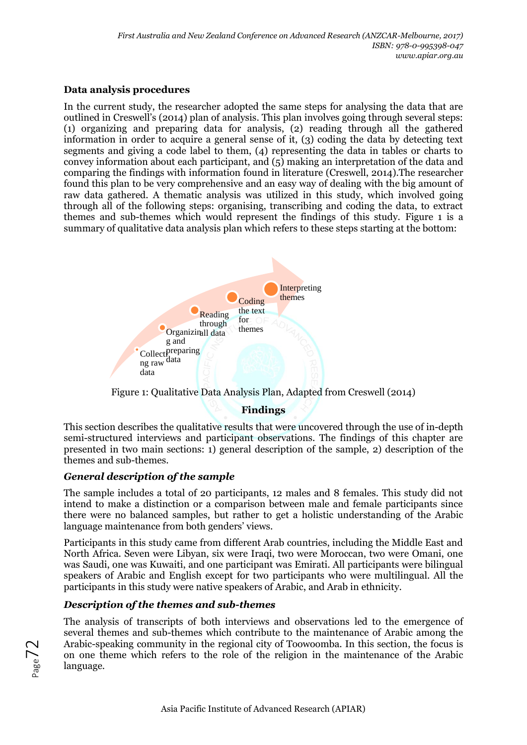## Data analysis procedures

In the current study, the researcher adopted the same steps for analysing the data that are outlined in Creswell's (2014) plan of analysis. This plan involves going through several steps: (1) organizing and preparing data for analysis, (2) reading through all the gathered information in order to acquire a general sense of it, (3) coding the data by detecting text segments and giving a code label to them, (4) representing the data in tables or charts to convey information about each participant, and (5) making an interpretation of the data and comparing the findings with information found in literature (Creswell, 2014).The researcher found this plan to be very comprehensive and an easy way of dealing with the big amount of raw data gathered. A thematic analysis was utilized in this study, which involved going through all of the following steps: organising, transcribing and coding the data, to extract themes and sub-themes which would represent the findings of this study. Figure 1 is a summary of qualitative data analysis plan which refers to these steps starting at the bottom:

Collecting raw data → Organizing and preparing data → Reading through all data → Coding the text for themes → Interpreting themes

Figure 1: Qualitative Data Analysis Plan, Adapted from Creswell (2014)

## Findings

This section describes the qualitative results that were uncovered through the use of in-depth semi-structured interviews and participant observations. The findings of this chapter are presented in two main sections: 1) general description of the sample, 2) description of the themes and sub-themes.

### *General description of the sample*

The sample includes a total of 20 participants, 12 males and 8 females. This study did not intend to make a distinction or a comparison between male and female participants since there were no balanced samples, but rather to get a holistic understanding of the Arabic language maintenance from both genders' views.

Participants in this study came from different Arab countries, including the Middle East and North Africa. Seven were Libyan, six were Iraqi, two were Moroccan, two were Omani, one was Saudi, one was Kuwaiti, and one participant was Emirati. All participants were bilingual speakers of Arabic and English except for two participants who were multilingual. All the participants in this study were native speakers of Arabic, and Arab in ethnicity.

### *Description of the themes and sub-themes*

The analysis of transcripts of both interviews and observations led to the emergence of several themes and sub-themes which contribute to the maintenance of Arabic among the Arabic-speaking community in the regional city of Toowoomba. In this section, the focus is on one theme which refers to the role of the religion in the maintenance of the Arabic language.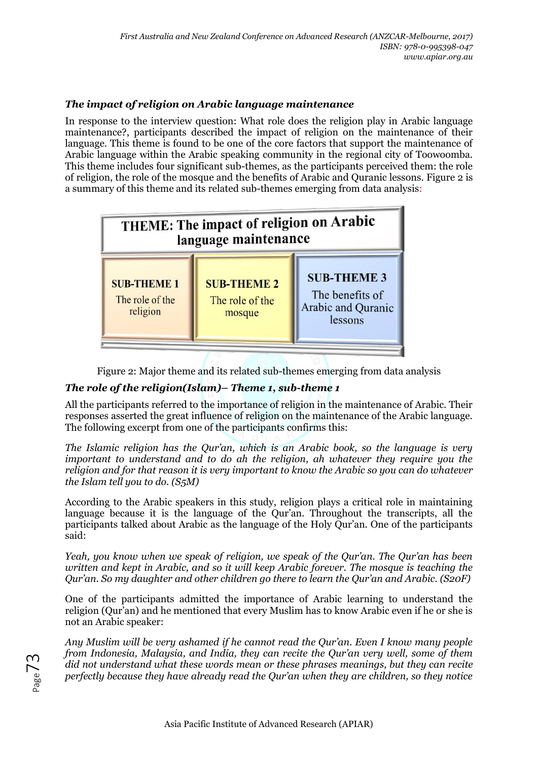### *The impact of religion on Arabic language maintenance*

In response to the interview question: What role does the religion play in Arabic language maintenance?, participants described the impact of religion on the maintenance of their language. This theme is found to be one of the core factors that support the maintenance of Arabic language within the Arabic speaking community in the regional city of Toowoomba. This theme includes four significant sub-themes, as the participants perceived them: the role of religion, the role of the mosque and the benefits of Arabic and Quranic lessons. Figure 2 is a summary of this theme and its related sub-themes emerging from data analysis:

| THEME: The impact of religion on Arabic language maintenance | | |
|---|---|---|
| **SUB-THEME 1** The role of the religion | **SUB-THEME 2** The role of the mosque | **SUB-THEME 3** The benefits of Arabic and Quranic lessons |

Figure 2: Major theme and its related sub-themes emerging from data analysis

### *The role of the religion(Islam)– Theme 1, sub-theme 1*

All the participants referred to the importance of religion in the maintenance of Arabic. Their responses asserted the great influence of religion on the maintenance of the Arabic language. The following excerpt from one of the participants confirms this:

*The Islamic religion has the Qur'an, which is an Arabic book, so the language is very important to understand and to do ah the religion, ah whatever they require you the religion and for that reason it is very important to know the Arabic so you can do whatever the Islam tell you to do. (S5M)*

According to the Arabic speakers in this study, religion plays a critical role in maintaining language because it is the language of the Qur'an. Throughout the transcripts, all the participants talked about Arabic as the language of the Holy Qur'an. One of the participants said:

*Yeah, you know when we speak of religion, we speak of the Qur'an. The Qur'an has been written and kept in Arabic, and so it will keep Arabic forever. The mosque is teaching the Qur'an. So my daughter and other children go there to learn the Qur'an and Arabic. (S20F)*

One of the participants admitted the importance of Arabic learning to understand the religion (Qur'an) and he mentioned that every Muslim has to know Arabic even if he or she is not an Arabic speaker:

*Any Muslim will be very ashamed if he cannot read the Qur'an. Even I know many people from Indonesia, Malaysia, and India, they can recite the Qur'an very well, some of them did not understand what these words mean or these phrases meanings, but they can recite perfectly because they have already read the Qur'an when they are children, so they notice*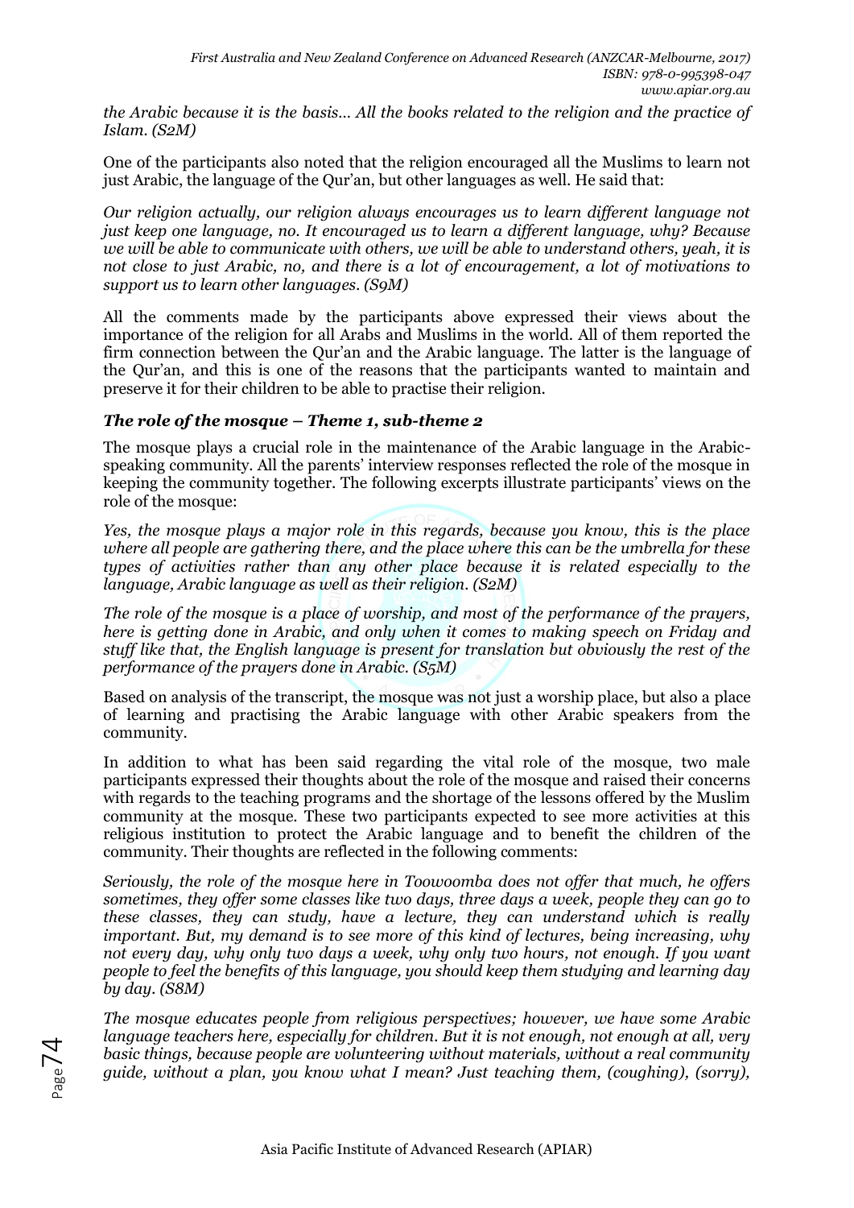*the Arabic because it is the basis… All the books related to the religion and the practice of Islam. (S2M)*

One of the participants also noted that the religion encouraged all the Muslims to learn not just Arabic, the language of the Qur'an, but other languages as well. He said that:

*Our religion actually, our religion always encourages us to learn different language not just keep one language, no. It encouraged us to learn a different language, why? Because we will be able to communicate with others, we will be able to understand others, yeah, it is not close to just Arabic, no, and there is a lot of encouragement, a lot of motivations to support us to learn other languages. (S9M)*

All the comments made by the participants above expressed their views about the importance of the religion for all Arabs and Muslims in the world. All of them reported the firm connection between the Qur'an and the Arabic language. The latter is the language of the Qur'an, and this is one of the reasons that the participants wanted to maintain and preserve it for their children to be able to practise their religion.

### *The role of the mosque – Theme 1, sub-theme 2*

The mosque plays a crucial role in the maintenance of the Arabic language in the Arabic-speaking community. All the parents' interview responses reflected the role of the mosque in keeping the community together. The following excerpts illustrate participants' views on the role of the mosque:

*Yes, the mosque plays a major role in this regards, because you know, this is the place where all people are gathering there, and the place where this can be the umbrella for these types of activities rather than any other place because it is related especially to the language, Arabic language as well as their religion. (S2M)*

*The role of the mosque is a place of worship, and most of the performance of the prayers, here is getting done in Arabic, and only when it comes to making speech on Friday and stuff like that, the English language is present for translation but obviously the rest of the performance of the prayers done in Arabic. (S5M)*

Based on analysis of the transcript, the mosque was not just a worship place, but also a place of learning and practising the Arabic language with other Arabic speakers from the community.

In addition to what has been said regarding the vital role of the mosque, two male participants expressed their thoughts about the role of the mosque and raised their concerns with regards to the teaching programs and the shortage of the lessons offered by the Muslim community at the mosque. These two participants expected to see more activities at this religious institution to protect the Arabic language and to benefit the children of the community. Their thoughts are reflected in the following comments:

*Seriously, the role of the mosque here in Toowoomba does not offer that much, he offers sometimes, they offer some classes like two days, three days a week, people they can go to these classes, they can study, have a lecture, they can understand which is really important. But, my demand is to see more of this kind of lectures, being increasing, why not every day, why only two days a week, why only two hours, not enough. If you want people to feel the benefits of this language, you should keep them studying and learning day by day. (S8M)*

*The mosque educates people from religious perspectives; however, we have some Arabic language teachers here, especially for children. But it is not enough, not enough at all, very basic things, because people are volunteering without materials, without a real community guide, without a plan, you know what I mean? Just teaching them, (coughing), (sorry),*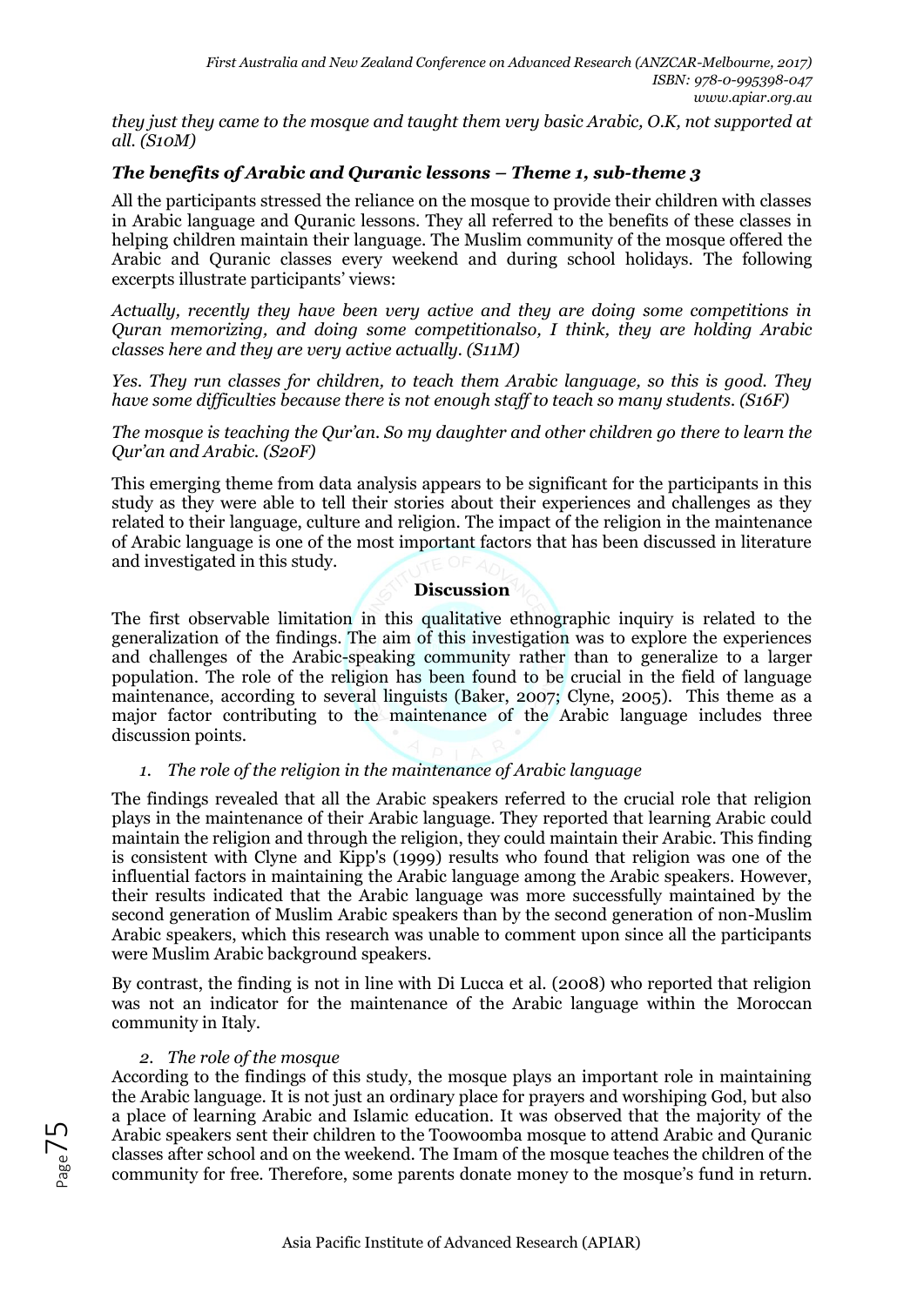*they just they came to the mosque and taught them very basic Arabic, O.K, not supported at all. (S10M)*

### *The benefits of Arabic and Quranic lessons – Theme 1, sub-theme 3*

All the participants stressed the reliance on the mosque to provide their children with classes in Arabic language and Quranic lessons. They all referred to the benefits of these classes in helping children maintain their language. The Muslim community of the mosque offered the Arabic and Quranic classes every weekend and during school holidays. The following excerpts illustrate participants' views:

*Actually, recently they have been very active and they are doing some competitions in Quran memorizing, and doing some competitionalso, I think, they are holding Arabic classes here and they are very active actually. (S11M)*

*Yes. They run classes for children, to teach them Arabic language, so this is good. They have some difficulties because there is not enough staff to teach so many students. (S16F)*

*The mosque is teaching the Qur'an. So my daughter and other children go there to learn the Qur'an and Arabic. (S20F)*

This emerging theme from data analysis appears to be significant for the participants in this study as they were able to tell their stories about their experiences and challenges as they related to their language, culture and religion. The impact of the religion in the maintenance of Arabic language is one of the most important factors that has been discussed in literature and investigated in this study.

## Discussion

The first observable limitation in this qualitative ethnographic inquiry is related to the generalization of the findings. The aim of this investigation was to explore the experiences and challenges of the Arabic-speaking community rather than to generalize to a larger population. The role of the religion has been found to be crucial in the field of language maintenance, according to several linguists (Baker, 2007; Clyne, 2005). This theme as a major factor contributing to the maintenance of the Arabic language includes three discussion points.

1. *The role of the religion in the maintenance of Arabic language*

The findings revealed that all the Arabic speakers referred to the crucial role that religion plays in the maintenance of their Arabic language. They reported that learning Arabic could maintain the religion and through the religion, they could maintain their Arabic. This finding is consistent with Clyne and Kipp's (1999) results who found that religion was one of the influential factors in maintaining the Arabic language among the Arabic speakers. However, their results indicated that the Arabic language was more successfully maintained by the second generation of Muslim Arabic speakers than by the second generation of non-Muslim Arabic speakers, which this research was unable to comment upon since all the participants were Muslim Arabic background speakers.

By contrast, the finding is not in line with Di Lucca et al. (2008) who reported that religion was not an indicator for the maintenance of the Arabic language within the Moroccan community in Italy.

2. *The role of the mosque*

According to the findings of this study, the mosque plays an important role in maintaining the Arabic language. It is not just an ordinary place for prayers and worshiping God, but also a place of learning Arabic and Islamic education. It was observed that the majority of the Arabic speakers sent their children to the Toowoomba mosque to attend Arabic and Quranic classes after school and on the weekend. The Imam of the mosque teaches the children of the community for free. Therefore, some parents donate money to the mosque's fund in return.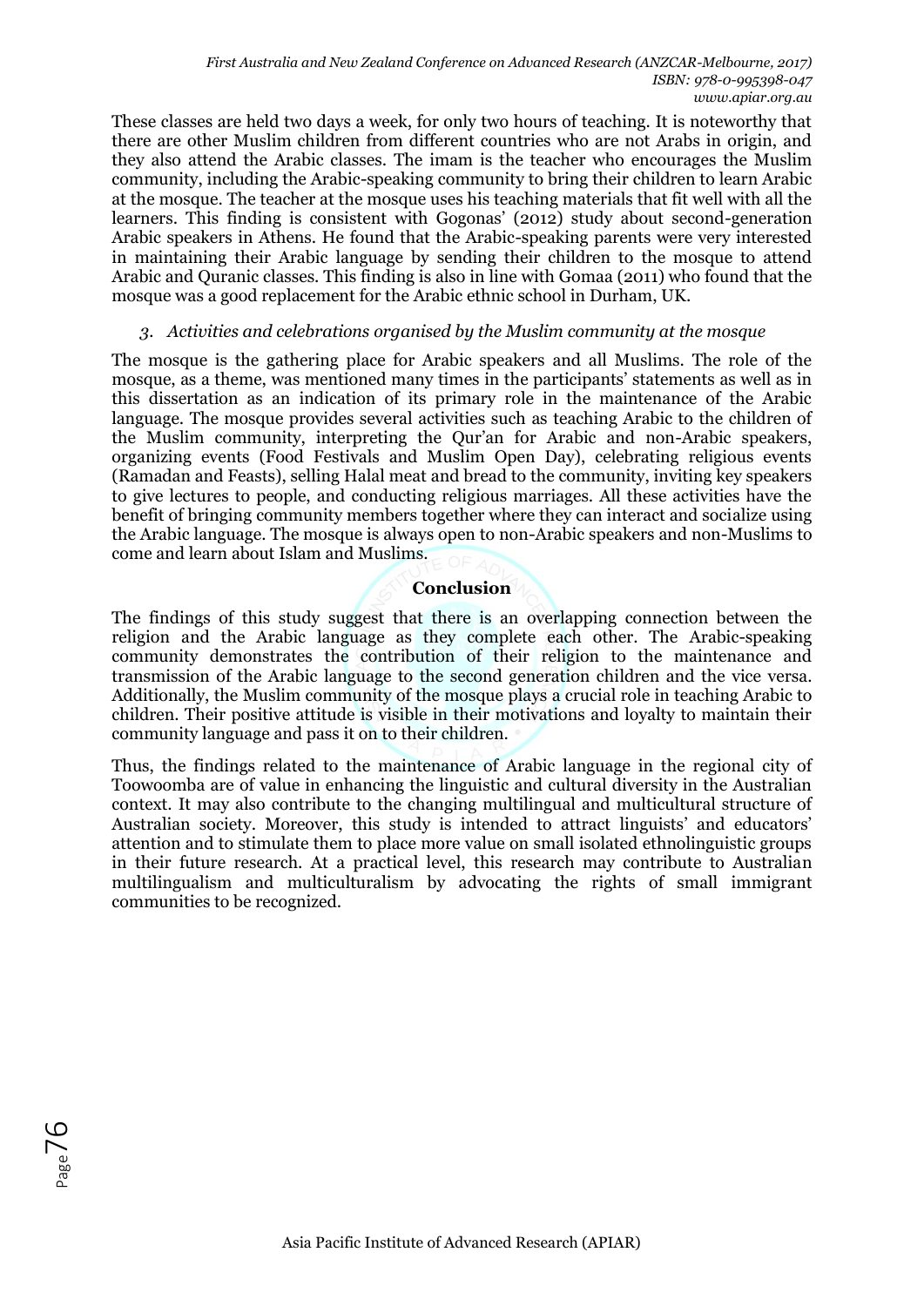These classes are held two days a week, for only two hours of teaching. It is noteworthy that there are other Muslim children from different countries who are not Arabs in origin, and they also attend the Arabic classes. The imam is the teacher who encourages the Muslim community, including the Arabic-speaking community to bring their children to learn Arabic at the mosque. The teacher at the mosque uses his teaching materials that fit well with all the learners. This finding is consistent with Gogonas' (2012) study about second-generation Arabic speakers in Athens. He found that the Arabic-speaking parents were very interested in maintaining their Arabic language by sending their children to the mosque to attend Arabic and Quranic classes. This finding is also in line with Gomaa (2011) who found that the mosque was a good replacement for the Arabic ethnic school in Durham, UK.

*3. Activities and celebrations organised by the Muslim community at the mosque*

The mosque is the gathering place for Arabic speakers and all Muslims. The role of the mosque, as a theme, was mentioned many times in the participants' statements as well as in this dissertation as an indication of its primary role in the maintenance of the Arabic language. The mosque provides several activities such as teaching Arabic to the children of the Muslim community, interpreting the Qur'an for Arabic and non-Arabic speakers, organizing events (Food Festivals and Muslim Open Day), celebrating religious events (Ramadan and Feasts), selling Halal meat and bread to the community, inviting key speakers to give lectures to people, and conducting religious marriages. All these activities have the benefit of bringing community members together where they can interact and socialize using the Arabic language. The mosque is always open to non-Arabic speakers and non-Muslims to come and learn about Islam and Muslims.

## Conclusion

The findings of this study suggest that there is an overlapping connection between the religion and the Arabic language as they complete each other. The Arabic-speaking community demonstrates the contribution of their religion to the maintenance and transmission of the Arabic language to the second generation children and the vice versa. Additionally, the Muslim community of the mosque plays a crucial role in teaching Arabic to children. Their positive attitude is visible in their motivations and loyalty to maintain their community language and pass it on to their children.

Thus, the findings related to the maintenance of Arabic language in the regional city of Toowoomba are of value in enhancing the linguistic and cultural diversity in the Australian context. It may also contribute to the changing multilingual and multicultural structure of Australian society. Moreover, this study is intended to attract linguists' and educators' attention and to stimulate them to place more value on small isolated ethnolinguistic groups in their future research. At a practical level, this research may contribute to Australian multilingualism and multiculturalism by advocating the rights of small immigrant communities to be recognized.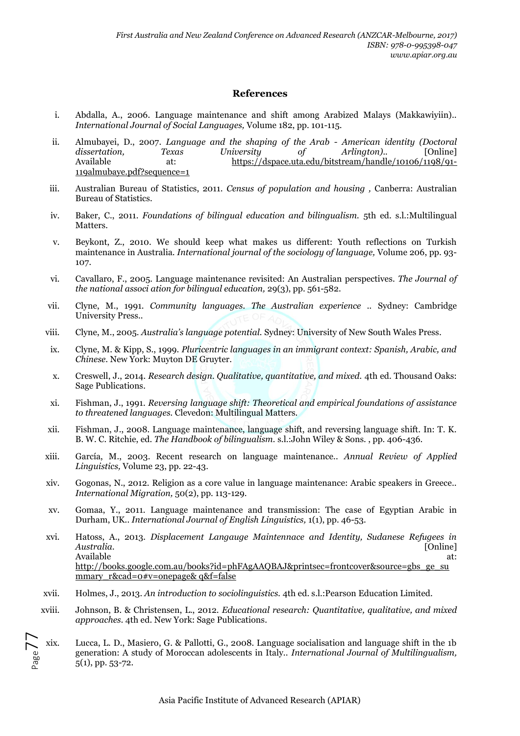## References

i. Abdalla, A., 2006. Language maintenance and shift among Arabized Malays (Makkawiyiin).. *International Journal of Social Languages,* Volume 182, pp. 101-115.

ii. Almubayei, D., 2007. *Language and the shaping of the Arab - American identity (Doctoral dissertation, Texas University of Arlington).*. [Online] Available at: https://dspace.uta.edu/bitstream/handle/10106/1198/91-119almubaye.pdf?sequence=1

iii. Australian Bureau of Statistics, 2011. *Census of population and housing ,* Canberra: Australian Bureau of Statistics.

iv. Baker, C., 2011. *Foundations of bilingual education and bilingualism.* 5th ed. s.l.:Multilingual Matters.

v. Beykont, Z., 2010. We should keep what makes us different: Youth reflections on Turkish maintenance in Australia. *International journal of the sociology of language,* Volume 206, pp. 93-107.

vi. Cavallaro, F., 2005. Language maintenance revisited: An Australian perspectives. *The Journal of the national associ ation for bilingual education,* 29(3), pp. 561-582.

vii. Clyne, M., 1991. *Community languages. The Australian experience* .. Sydney: Cambridge University Press..

viii. Clyne, M., 2005. *Australia's language potential.* Sydney: University of New South Wales Press.

ix. Clyne, M. & Kipp, S., 1999. *Pluricentric languages in an immigrant context: Spanish, Arabic, and Chinese.* New York: Muyton DE Gruyter.

x. Creswell, J., 2014. *Research design. Qualitative, quantitative, and mixed.* 4th ed. Thousand Oaks: Sage Publications.

xi. Fishman, J., 1991. *Reversing language shift: Theoretical and empirical foundations of assistance to threatened languages.* Clevedon: Multilingual Matters.

xii. Fishman, J., 2008. Language maintenance, language shift, and reversing language shift. In: T. K. B. W. C. Ritchie, ed. *The Handbook of bilingualism.* s.l.:John Wiley & Sons. , pp. 406-436.

xiii. García, M., 2003. Recent research on language maintenance.. *Annual Review of Applied Linguistics,* Volume 23, pp. 22-43.

xiv. Gogonas, N., 2012. Religion as a core value in language maintenance: Arabic speakers in Greece.. *International Migration,* 50(2), pp. 113-129.

xv. Gomaa, Y., 2011. Language maintenance and transmission: The case of Egyptian Arabic in Durham, UK.. *International Journal of English Linguistics,* 1(1), pp. 46-53.

xvi. Hatoss, A., 2013. *Displacement Langauge Maintennace and Identity, Sudanese Refugees in Australia.* [Online] Available at: http://books.google.com.au/books?id=phFAgAAQBAJ&printsec=frontcover&source=gbs_ge_summary_r&cad=0#v=onepage& q&f=false

xvii. Holmes, J., 2013. *An introduction to sociolinguistics.* 4th ed. s.l.:Pearson Education Limited.

xviii. Johnson, B. & Christensen, L., 2012. *Educational research: Quantitative, qualitative, and mixed approaches.* 4th ed. New York: Sage Publications.

xix. Lucca, L. D., Masiero, G. & Pallotti, G., 2008. Language socialisation and language shift in the 1b generation: A study of Moroccan adolescents in Italy.. *International Journal of Multilingualism,* 5(1), pp. 53-72.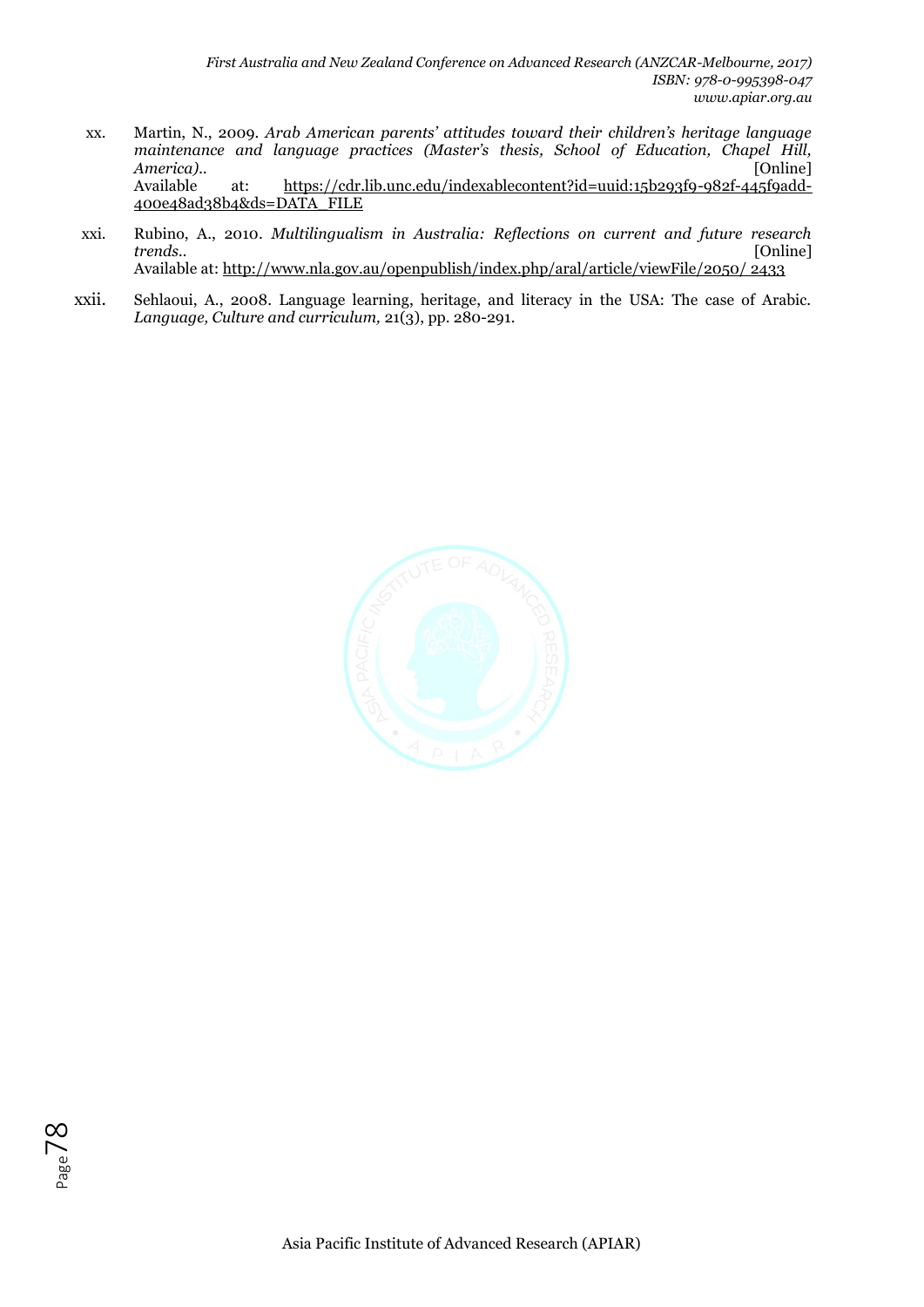xx. Martin, N., 2009. *Arab American parents' attitudes toward their children's heritage language maintenance and language practices (Master's thesis, School of Education, Chapel Hill, America)..* [Online] Available at: https://cdr.lib.unc.edu/indexablecontent?id=uuid:15b293f9-982f-445f9add-400e48ad38b4&ds=DATA_FILE

xxi. Rubino, A., 2010. *Multilingualism in Australia: Reflections on current and future research trends..* [Online] Available at: http://www.nla.gov.au/openpublish/index.php/aral/article/viewFile/2050/ 2433

xxii. Sehlaoui, A., 2008. Language learning, heritage, and literacy in the USA: The case of Arabic. *Language, Culture and curriculum,* 21(3), pp. 280-291.